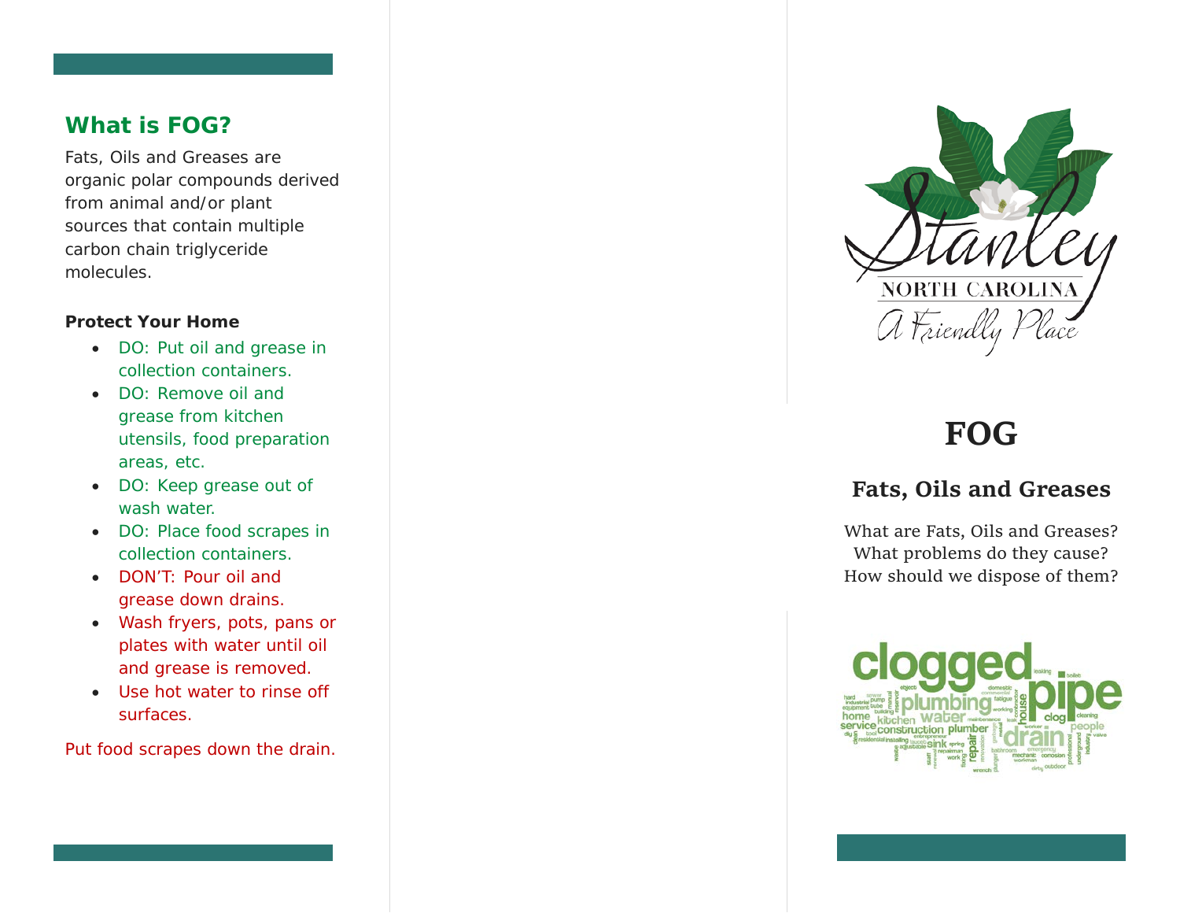## What is FOG?

Fats, Oils and Greases are organic polar compounds derived from animal and/or plant sources that contain multiple carbon chain triglyceride molecules.

**Protect Your Home**

- DO: Put oil and grease in collection containers.
- DO: Remove oil and grease from kitchen utensils, food preparation areas, etc.
- DO: Keep grease out of wash water.
- DO: Place food scrapes in collection containers.
- DON'T: Pour oil and grease down drains.
- Wash fryers, pots, pans or plates with water until oil and grease is removed.
- Use hot water to rinse off surfaces.

Put food scrapes down the drain.

Stanley
NORTH CAROLINA
A Friendly Place

# FOG

## Fats, Oils and Greases

What are Fats, Oils and Greases?
What problems do they cause?
How should we dispose of them?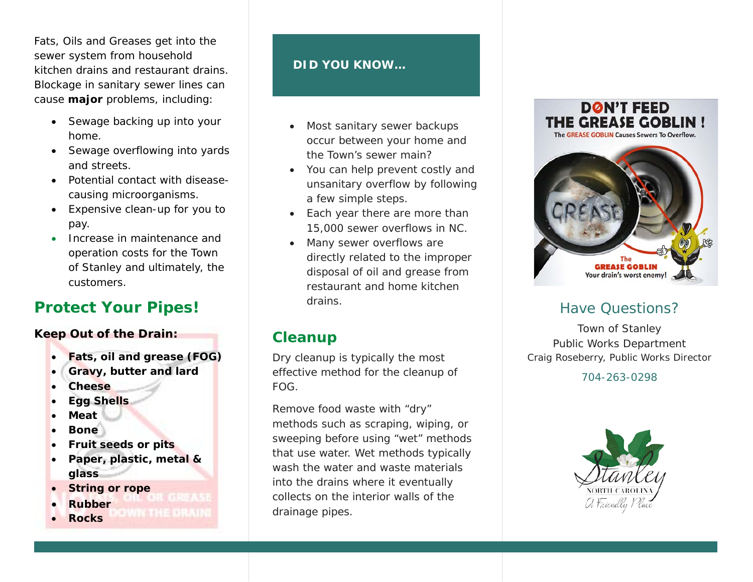Fats, Oils and Greases get into the sewer system from household kitchen drains and restaurant drains. Blockage in sanitary sewer lines can cause **major** problems, including:

- Sewage backing up into your home.
- Sewage overflowing into yards and streets.
- Potential contact with disease-causing microorganisms.
- Expensive clean-up for you to pay.
- Increase in maintenance and operation costs for the Town of Stanley and ultimately, the customers.

## Protect Your Pipes!

**Keep Out of the Drain:**

- **Fats, oil and grease (FOG)**
- **Gravy, butter and lard**
- **Cheese**
- **Egg Shells**
- **Meat**
- **Bone**
- **Fruit seeds or pits**
- **Paper, plastic, metal & glass**
- **String or rope**
- **Rubber**
- **Rocks**

**DID YOU KNOW…**

- Most sanitary sewer backups occur between your home and the Town's sewer main?
- You can help prevent costly and unsanitary overflow by following a few simple steps.
- Each year there are more than 15,000 sewer overflows in NC.
- Many sewer overflows are directly related to the improper disposal of oil and grease from restaurant and home kitchen drains.

## Cleanup

Dry cleanup is typically the most effective method for the cleanup of FOG.

Remove food waste with "dry" methods such as scraping, wiping, or sweeping before using "wet" methods that use water. Wet methods typically wash the water and waste materials into the drains where it eventually collects on the interior walls of the drainage pipes.

DON'T FEED THE GREASE GOBLIN !

The GREASE GOBLIN Causes Sewers To Overflow.

The GREASE GOBLIN Your drain's worst enemy!

## Have Questions?

Town of Stanley
Public Works Department
Craig Roseberry, Public Works Director

704-263-0298

Stanley
NORTH CAROLINA
A Friendly Place